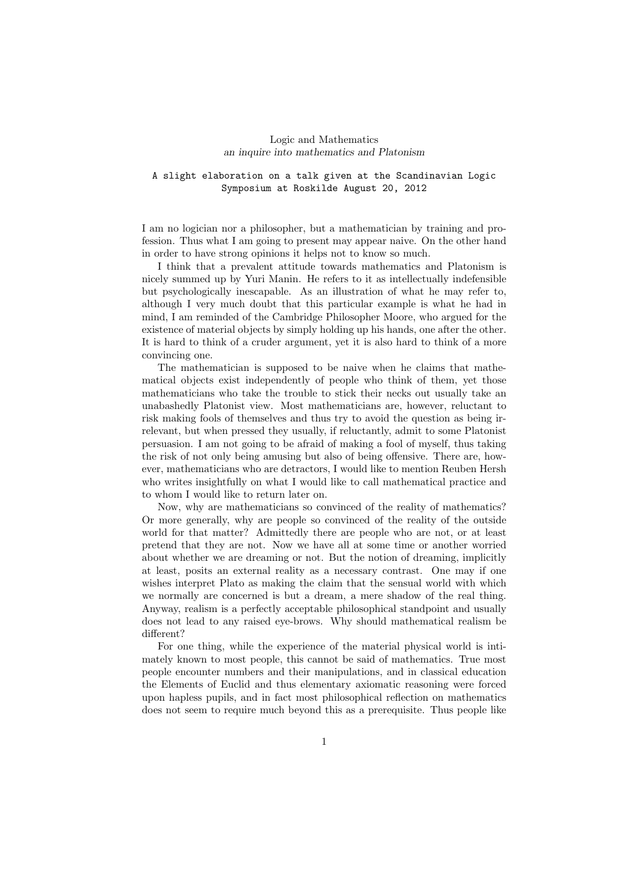# Logic and Mathematics

*an inquire into mathematics and Platonism*

`A slight elaboration on a talk given at the Scandinavian Logic Symposium at Roskilde August 20, 2012`

I am no logician nor a philosopher, but a mathematician by training and profession. Thus what I am going to present may appear naive. On the other hand in order to have strong opinions it helps not to know so much.

I think that a prevalent attitude towards mathematics and Platonism is nicely summed up by Yuri Manin. He refers to it as intellectually indefensible but psychologically inescapable. As an illustration of what he may refer to, although I very much doubt that this particular example is what he had in mind, I am reminded of the Cambridge Philosopher Moore, who argued for the existence of material objects by simply holding up his hands, one after the other. It is hard to think of a cruder argument, yet it is also hard to think of a more convincing one.

The mathematician is supposed to be naive when he claims that mathematical objects exist independently of people who think of them, yet those mathematicians who take the trouble to stick their necks out usually take an unabashedly Platonist view. Most mathematicians are, however, reluctant to risk making fools of themselves and thus try to avoid the question as being irrelevant, but when pressed they usually, if reluctantly, admit to some Platonist persuasion. I am not going to be afraid of making a fool of myself, thus taking the risk of not only being amusing but also of being offensive. There are, however, mathematicians who are detractors, I would like to mention Reuben Hersh who writes insightfully on what I would like to call mathematical practice and to whom I would like to return later on.

Now, why are mathematicians so convinced of the reality of mathematics? Or more generally, why are people so convinced of the reality of the outside world for that matter? Admittedly there are people who are not, or at least pretend that they are not. Now we have all at some time or another worried about whether we are dreaming or not. But the notion of dreaming, implicitly at least, posits an external reality as a necessary contrast. One may if one wishes interpret Plato as making the claim that the sensual world with which we normally are concerned is but a dream, a mere shadow of the real thing. Anyway, realism is a perfectly acceptable philosophical standpoint and usually does not lead to any raised eye-brows. Why should mathematical realism be different?

For one thing, while the experience of the material physical world is intimately known to most people, this cannot be said of mathematics. True most people encounter numbers and their manipulations, and in classical education the Elements of Euclid and thus elementary axiomatic reasoning were forced upon hapless pupils, and in fact most philosophical reflection on mathematics does not seem to require much beyond this as a prerequisite. Thus people like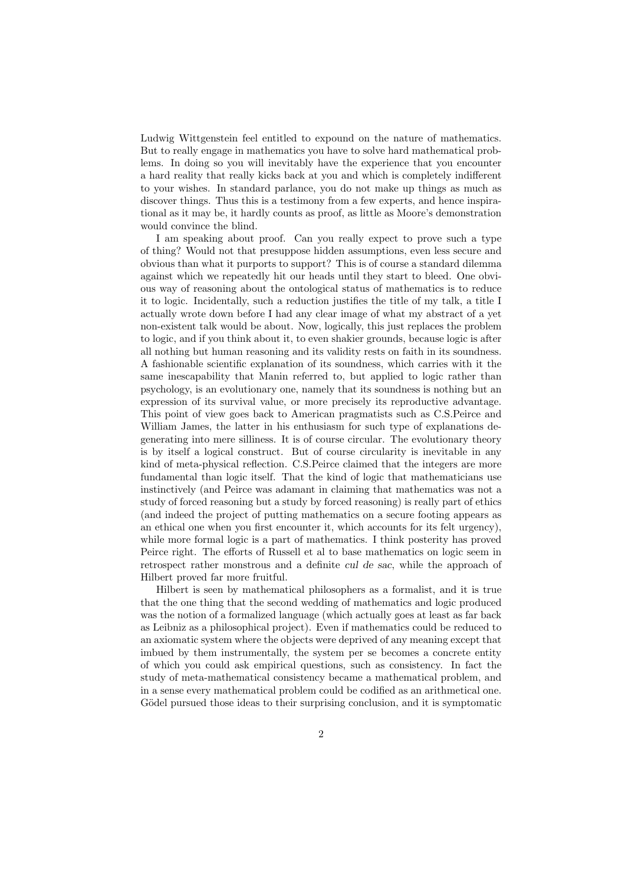Ludwig Wittgenstein feel entitled to expound on the nature of mathematics. But to really engage in mathematics you have to solve hard mathematical problems. In doing so you will inevitably have the experience that you encounter a hard reality that really kicks back at you and which is completely indifferent to your wishes. In standard parlance, you do not make up things as much as discover things. Thus this is a testimony from a few experts, and hence inspirational as it may be, it hardly counts as proof, as little as Moore's demonstration would convince the blind.

I am speaking about proof. Can you really expect to prove such a type of thing? Would not that presuppose hidden assumptions, even less secure and obvious than what it purports to support? This is of course a standard dilemma against which we repeatedly hit our heads until they start to bleed. One obvious way of reasoning about the ontological status of mathematics is to reduce it to logic. Incidentally, such a reduction justifies the title of my talk, a title I actually wrote down before I had any clear image of what my abstract of a yet non-existent talk would be about. Now, logically, this just replaces the problem to logic, and if you think about it, to even shakier grounds, because logic is after all nothing but human reasoning and its validity rests on faith in its soundness. A fashionable scientific explanation of its soundness, which carries with it the same inescapability that Manin referred to, but applied to logic rather than psychology, is an evolutionary one, namely that its soundness is nothing but an expression of its survival value, or more precisely its reproductive advantage. This point of view goes back to American pragmatists such as C.S.Peirce and William James, the latter in his enthusiasm for such type of explanations degenerating into mere silliness. It is of course circular. The evolutionary theory is by itself a logical construct. But of course circularity is inevitable in any kind of meta-physical reflection. C.S.Peirce claimed that the integers are more fundamental than logic itself. That the kind of logic that mathematicians use instinctively (and Peirce was adamant in claiming that mathematics was not a study of forced reasoning but a study by forced reasoning) is really part of ethics (and indeed the project of putting mathematics on a secure footing appears as an ethical one when you first encounter it, which accounts for its felt urgency), while more formal logic is a part of mathematics. I think posterity has proved Peirce right. The efforts of Russell et al to base mathematics on logic seem in retrospect rather monstrous and a definite *cul de sac*, while the approach of Hilbert proved far more fruitful.

Hilbert is seen by mathematical philosophers as a formalist, and it is true that the one thing that the second wedding of mathematics and logic produced was the notion of a formalized language (which actually goes at least as far back as Leibniz as a philosophical project). Even if mathematics could be reduced to an axiomatic system where the objects were deprived of any meaning except that imbued by them instrumentally, the system per se becomes a concrete entity of which you could ask empirical questions, such as consistency. In fact the study of meta-mathematical consistency became a mathematical problem, and in a sense every mathematical problem could be codified as an arithmetical one. Gödel pursued those ideas to their surprising conclusion, and it is symptomatic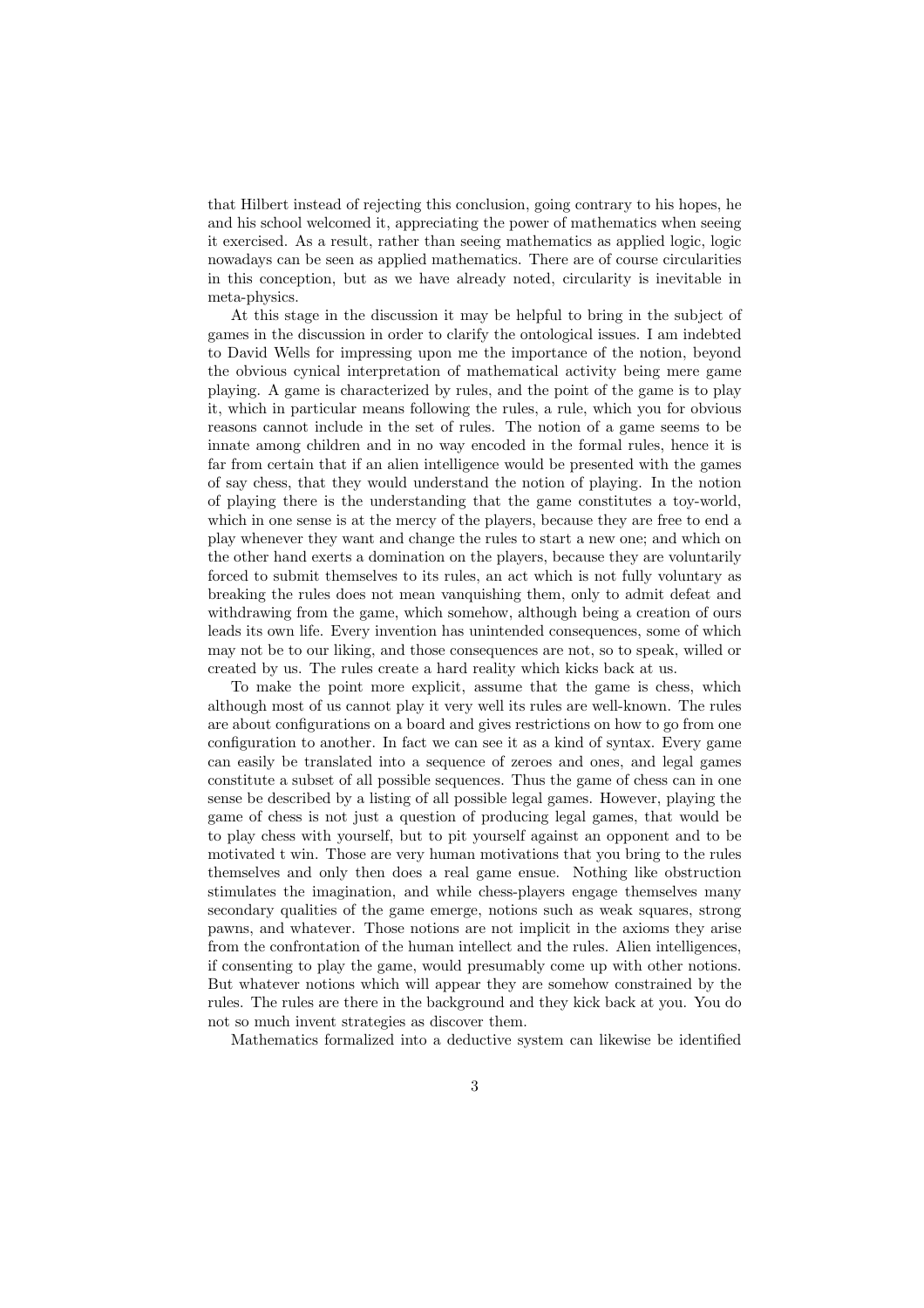that Hilbert instead of rejecting this conclusion, going contrary to his hopes, he and his school welcomed it, appreciating the power of mathematics when seeing it exercised. As a result, rather than seeing mathematics as applied logic, logic nowadays can be seen as applied mathematics. There are of course circularities in this conception, but as we have already noted, circularity is inevitable in meta-physics.

At this stage in the discussion it may be helpful to bring in the subject of games in the discussion in order to clarify the ontological issues. I am indebted to David Wells for impressing upon me the importance of the notion, beyond the obvious cynical interpretation of mathematical activity being mere game playing. A game is characterized by rules, and the point of the game is to play it, which in particular means following the rules, a rule, which you for obvious reasons cannot include in the set of rules. The notion of a game seems to be innate among children and in no way encoded in the formal rules, hence it is far from certain that if an alien intelligence would be presented with the games of say chess, that they would understand the notion of playing. In the notion of playing there is the understanding that the game constitutes a toy-world, which in one sense is at the mercy of the players, because they are free to end a play whenever they want and change the rules to start a new one; and which on the other hand exerts a domination on the players, because they are voluntarily forced to submit themselves to its rules, an act which is not fully voluntary as breaking the rules does not mean vanquishing them, only to admit defeat and withdrawing from the game, which somehow, although being a creation of ours leads its own life. Every invention has unintended consequences, some of which may not be to our liking, and those consequences are not, so to speak, willed or created by us. The rules create a hard reality which kicks back at us.

To make the point more explicit, assume that the game is chess, which although most of us cannot play it very well its rules are well-known. The rules are about configurations on a board and gives restrictions on how to go from one configuration to another. In fact we can see it as a kind of syntax. Every game can easily be translated into a sequence of zeroes and ones, and legal games constitute a subset of all possible sequences. Thus the game of chess can in one sense be described by a listing of all possible legal games. However, playing the game of chess is not just a question of producing legal games, that would be to play chess with yourself, but to pit yourself against an opponent and to be motivated t win. Those are very human motivations that you bring to the rules themselves and only then does a real game ensue. Nothing like obstruction stimulates the imagination, and while chess-players engage themselves many secondary qualities of the game emerge, notions such as weak squares, strong pawns, and whatever. Those notions are not implicit in the axioms they arise from the confrontation of the human intellect and the rules. Alien intelligences, if consenting to play the game, would presumably come up with other notions. But whatever notions which will appear they are somehow constrained by the rules. The rules are there in the background and they kick back at you. You do not so much invent strategies as discover them.

Mathematics formalized into a deductive system can likewise be identified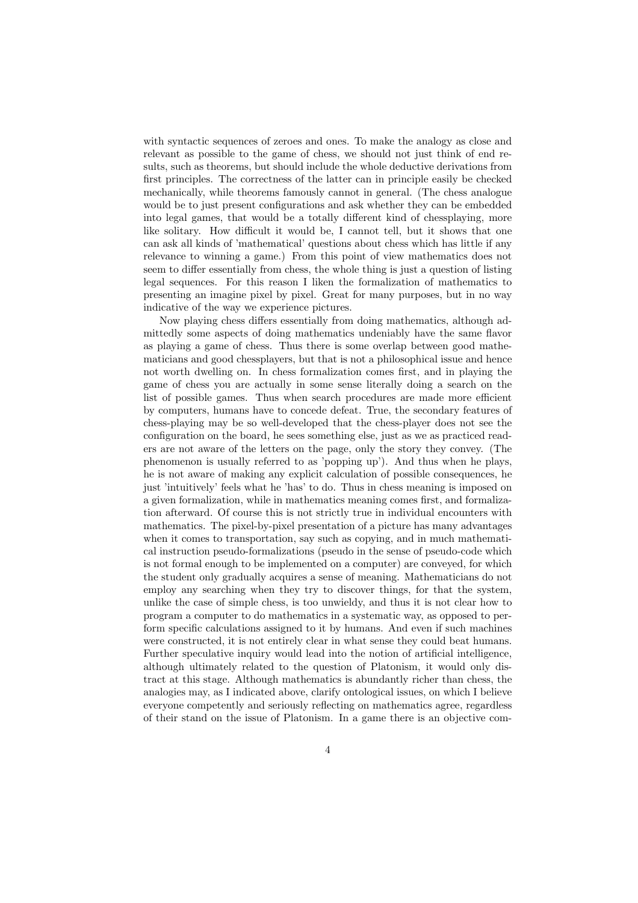with syntactic sequences of zeroes and ones. To make the analogy as close and relevant as possible to the game of chess, we should not just think of end results, such as theorems, but should include the whole deductive derivations from first principles. The correctness of the latter can in principle easily be checked mechanically, while theorems famously cannot in general. (The chess analogue would be to just present configurations and ask whether they can be embedded into legal games, that would be a totally different kind of chessplaying, more like solitary. How difficult it would be, I cannot tell, but it shows that one can ask all kinds of 'mathematical' questions about chess which has little if any relevance to winning a game.) From this point of view mathematics does not seem to differ essentially from chess, the whole thing is just a question of listing legal sequences. For this reason I liken the formalization of mathematics to presenting an imagine pixel by pixel. Great for many purposes, but in no way indicative of the way we experience pictures.

Now playing chess differs essentially from doing mathematics, although admittedly some aspects of doing mathematics undeniably have the same flavor as playing a game of chess. Thus there is some overlap between good mathematicians and good chessplayers, but that is not a philosophical issue and hence not worth dwelling on. In chess formalization comes first, and in playing the game of chess you are actually in some sense literally doing a search on the list of possible games. Thus when search procedures are made more efficient by computers, humans have to concede defeat. True, the secondary features of chess-playing may be so well-developed that the chess-player does not see the configuration on the board, he sees something else, just as we as practiced readers are not aware of the letters on the page, only the story they convey. (The phenomenon is usually referred to as 'popping up'). And thus when he plays, he is not aware of making any explicit calculation of possible consequences, he just 'intuitively' feels what he 'has' to do. Thus in chess meaning is imposed on a given formalization, while in mathematics meaning comes first, and formalization afterward. Of course this is not strictly true in individual encounters with mathematics. The pixel-by-pixel presentation of a picture has many advantages when it comes to transportation, say such as copying, and in much mathematical instruction pseudo-formalizations (pseudo in the sense of pseudo-code which is not formal enough to be implemented on a computer) are conveyed, for which the student only gradually acquires a sense of meaning. Mathematicians do not employ any searching when they try to discover things, for that the system, unlike the case of simple chess, is too unwieldy, and thus it is not clear how to program a computer to do mathematics in a systematic way, as opposed to perform specific calculations assigned to it by humans. And even if such machines were constructed, it is not entirely clear in what sense they could beat humans. Further speculative inquiry would lead into the notion of artificial intelligence, although ultimately related to the question of Platonism, it would only distract at this stage. Although mathematics is abundantly richer than chess, the analogies may, as I indicated above, clarify ontological issues, on which I believe everyone competently and seriously reflecting on mathematics agree, regardless of their stand on the issue of Platonism. In a game there is an objective com-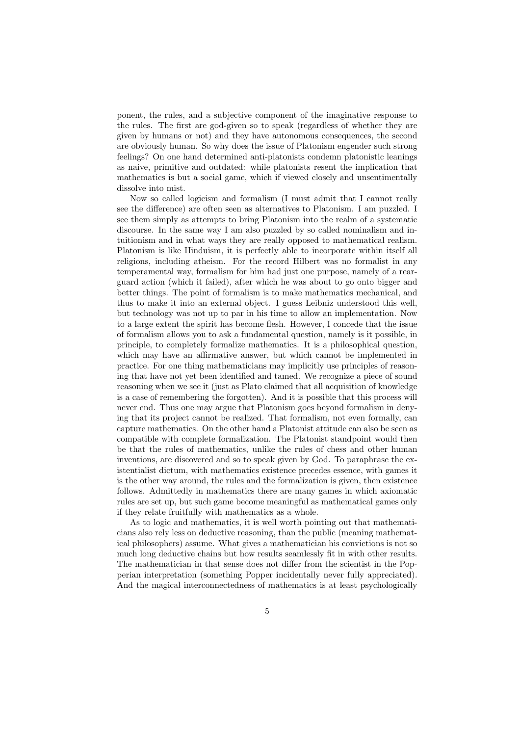ponent, the rules, and a subjective component of the imaginative response to the rules. The first are god-given so to speak (regardless of whether they are given by humans or not) and they have autonomous consequences, the second are obviously human. So why does the issue of Platonism engender such strong feelings? On one hand determined anti-platonists condemn platonistic leanings as naive, primitive and outdated: while platonists resent the implication that mathematics is but a social game, which if viewed closely and unsentimentally dissolve into mist.

Now so called logicism and formalism (I must admit that I cannot really see the difference) are often seen as alternatives to Platonism. I am puzzled. I see them simply as attempts to bring Platonism into the realm of a systematic discourse. In the same way I am also puzzled by so called nominalism and intuitionism and in what ways they are really opposed to mathematical realism. Platonism is like Hinduism, it is perfectly able to incorporate within itself all religions, including atheism. For the record Hilbert was no formalist in any temperamental way, formalism for him had just one purpose, namely of a rear-guard action (which it failed), after which he was about to go onto bigger and better things. The point of formalism is to make mathematics mechanical, and thus to make it into an external object. I guess Leibniz understood this well, but technology was not up to par in his time to allow an implementation. Now to a large extent the spirit has become flesh. However, I concede that the issue of formalism allows you to ask a fundamental question, namely is it possible, in principle, to completely formalize mathematics. It is a philosophical question, which may have an affirmative answer, but which cannot be implemented in practice. For one thing mathematicians may implicitly use principles of reasoning that have not yet been identified and tamed. We recognize a piece of sound reasoning when we see it (just as Plato claimed that all acquisition of knowledge is a case of remembering the forgotten). And it is possible that this process will never end. Thus one may argue that Platonism goes beyond formalism in denying that its project cannot be realized. That formalism, not even formally, can capture mathematics. On the other hand a Platonist attitude can also be seen as compatible with complete formalization. The Platonist standpoint would then be that the rules of mathematics, unlike the rules of chess and other human inventions, are discovered and so to speak given by God. To paraphrase the existentialist dictum, with mathematics existence precedes essence, with games it is the other way around, the rules and the formalization is given, then existence follows. Admittedly in mathematics there are many games in which axiomatic rules are set up, but such game become meaningful as mathematical games only if they relate fruitfully with mathematics as a whole.

As to logic and mathematics, it is well worth pointing out that mathematicians also rely less on deductive reasoning, than the public (meaning mathematical philosophers) assume. What gives a mathematician his convictions is not so much long deductive chains but how results seamlessly fit in with other results. The mathematician in that sense does not differ from the scientist in the Popperian interpretation (something Popper incidentally never fully appreciated). And the magical interconnectedness of mathematics is at least psychologically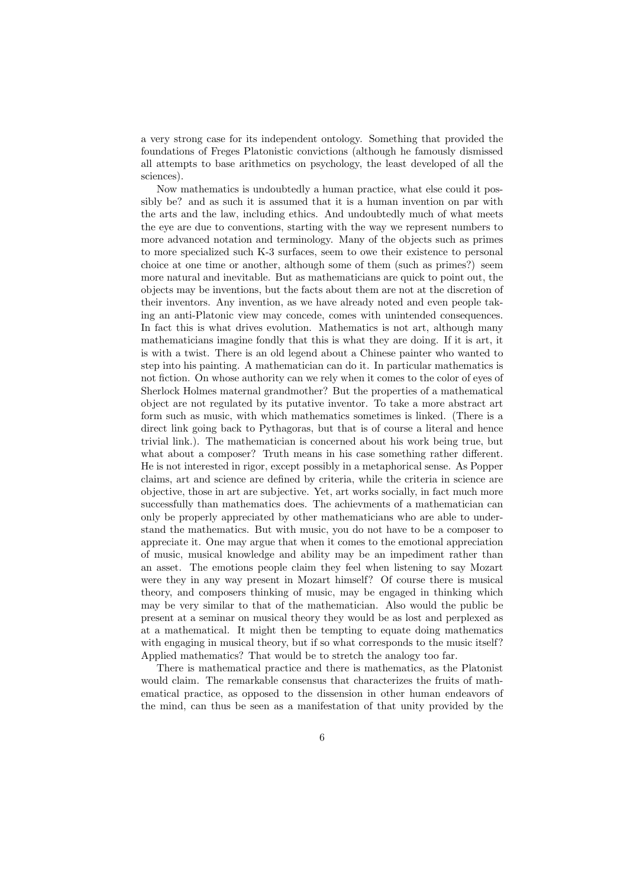a very strong case for its independent ontology. Something that provided the foundations of Freges Platonistic convictions (although he famously dismissed all attempts to base arithmetics on psychology, the least developed of all the sciences).

Now mathematics is undoubtedly a human practice, what else could it possibly be? and as such it is assumed that it is a human invention on par with the arts and the law, including ethics. And undoubtedly much of what meets the eye are due to conventions, starting with the way we represent numbers to more advanced notation and terminology. Many of the objects such as primes to more specialized such K-3 surfaces, seem to owe their existence to personal choice at one time or another, although some of them (such as primes?) seem more natural and inevitable. But as mathematicians are quick to point out, the objects may be inventions, but the facts about them are not at the discretion of their inventors. Any invention, as we have already noted and even people taking an anti-Platonic view may concede, comes with unintended consequences. In fact this is what drives evolution. Mathematics is not art, although many mathematicians imagine fondly that this is what they are doing. If it is art, it is with a twist. There is an old legend about a Chinese painter who wanted to step into his painting. A mathematician can do it. In particular mathematics is not fiction. On whose authority can we rely when it comes to the color of eyes of Sherlock Holmes maternal grandmother? But the properties of a mathematical object are not regulated by its putative inventor. To take a more abstract art form such as music, with which mathematics sometimes is linked. (There is a direct link going back to Pythagoras, but that is of course a literal and hence trivial link.). The mathematician is concerned about his work being true, but what about a composer? Truth means in his case something rather different. He is not interested in rigor, except possibly in a metaphorical sense. As Popper claims, art and science are defined by criteria, while the criteria in science are objective, those in art are subjective. Yet, art works socially, in fact much more successfully than mathematics does. The achievments of a mathematician can only be properly appreciated by other mathematicians who are able to understand the mathematics. But with music, you do not have to be a composer to appreciate it. One may argue that when it comes to the emotional appreciation of music, musical knowledge and ability may be an impediment rather than an asset. The emotions people claim they feel when listening to say Mozart were they in any way present in Mozart himself? Of course there is musical theory, and composers thinking of music, may be engaged in thinking which may be very similar to that of the mathematician. Also would the public be present at a seminar on musical theory they would be as lost and perplexed as at a mathematical. It might then be tempting to equate doing mathematics with engaging in musical theory, but if so what corresponds to the music itself? Applied mathematics? That would be to stretch the analogy too far.

There is mathematical practice and there is mathematics, as the Platonist would claim. The remarkable consensus that characterizes the fruits of mathematical practice, as opposed to the dissension in other human endeavors of the mind, can thus be seen as a manifestation of that unity provided by the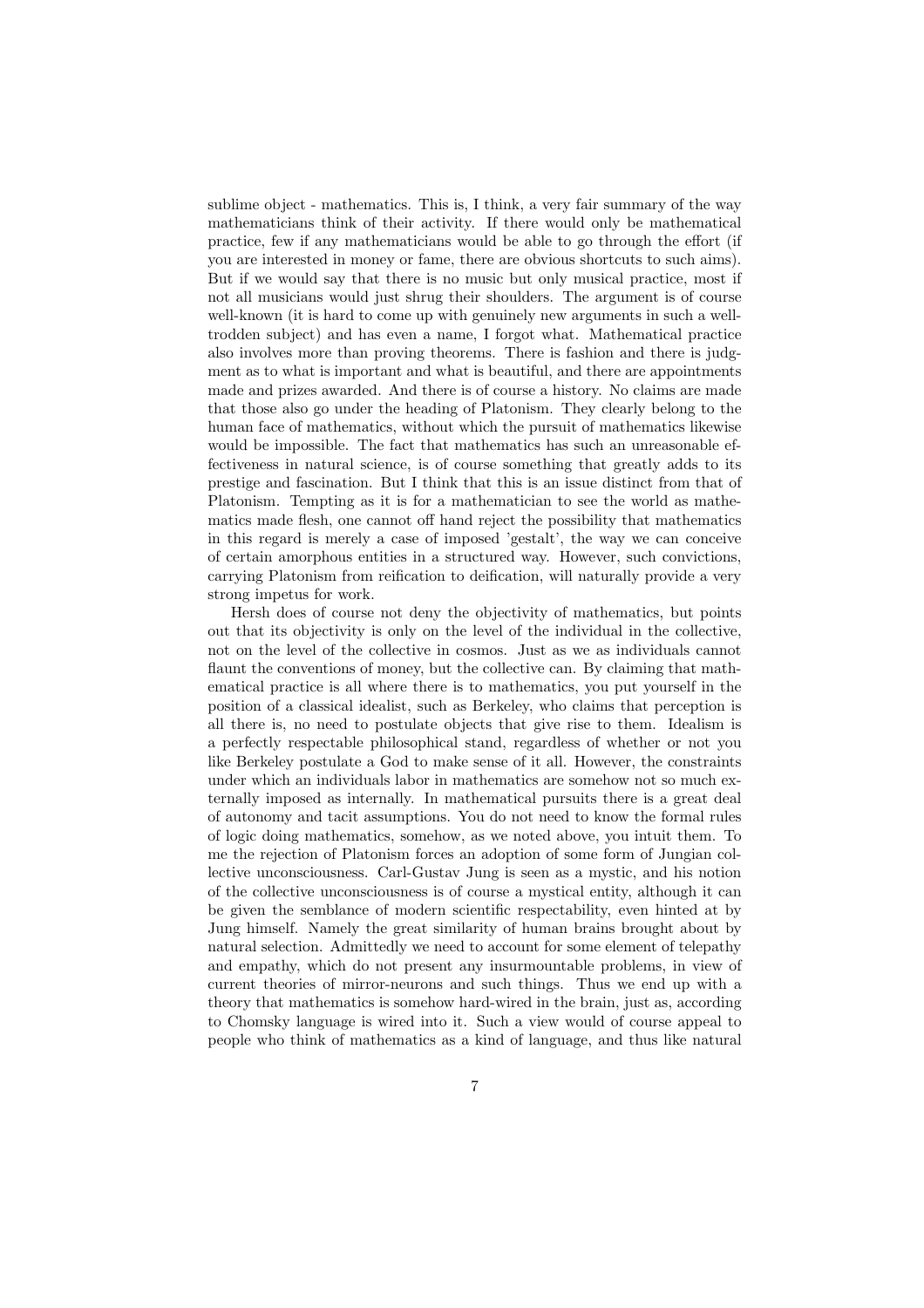sublime object - mathematics. This is, I think, a very fair summary of the way mathematicians think of their activity. If there would only be mathematical practice, few if any mathematicians would be able to go through the effort (if you are interested in money or fame, there are obvious shortcuts to such aims). But if we would say that there is no music but only musical practice, most if not all musicians would just shrug their shoulders. The argument is of course well-known (it is hard to come up with genuinely new arguments in such a well-trodden subject) and has even a name, I forgot what. Mathematical practice also involves more than proving theorems. There is fashion and there is judgment as to what is important and what is beautiful, and there are appointments made and prizes awarded. And there is of course a history. No claims are made that those also go under the heading of Platonism. They clearly belong to the human face of mathematics, without which the pursuit of mathematics likewise would be impossible. The fact that mathematics has such an unreasonable effectiveness in natural science, is of course something that greatly adds to its prestige and fascination. But I think that this is an issue distinct from that of Platonism. Tempting as it is for a mathematician to see the world as mathematics made flesh, one cannot off hand reject the possibility that mathematics in this regard is merely a case of imposed 'gestalt', the way we can conceive of certain amorphous entities in a structured way. However, such convictions, carrying Platonism from reification to deification, will naturally provide a very strong impetus for work.

Hersh does of course not deny the objectivity of mathematics, but points out that its objectivity is only on the level of the individual in the collective, not on the level of the collective in cosmos. Just as we as individuals cannot flaunt the conventions of money, but the collective can. By claiming that mathematical practice is all where there is to mathematics, you put yourself in the position of a classical idealist, such as Berkeley, who claims that perception is all there is, no need to postulate objects that give rise to them. Idealism is a perfectly respectable philosophical stand, regardless of whether or not you like Berkeley postulate a God to make sense of it all. However, the constraints under which an individuals labor in mathematics are somehow not so much externally imposed as internally. In mathematical pursuits there is a great deal of autonomy and tacit assumptions. You do not need to know the formal rules of logic doing mathematics, somehow, as we noted above, you intuit them. To me the rejection of Platonism forces an adoption of some form of Jungian collective unconsciousness. Carl-Gustav Jung is seen as a mystic, and his notion of the collective unconsciousness is of course a mystical entity, although it can be given the semblance of modern scientific respectability, even hinted at by Jung himself. Namely the great similarity of human brains brought about by natural selection. Admittedly we need to account for some element of telepathy and empathy, which do not present any insurmountable problems, in view of current theories of mirror-neurons and such things. Thus we end up with a theory that mathematics is somehow hard-wired in the brain, just as, according to Chomsky language is wired into it. Such a view would of course appeal to people who think of mathematics as a kind of language, and thus like natural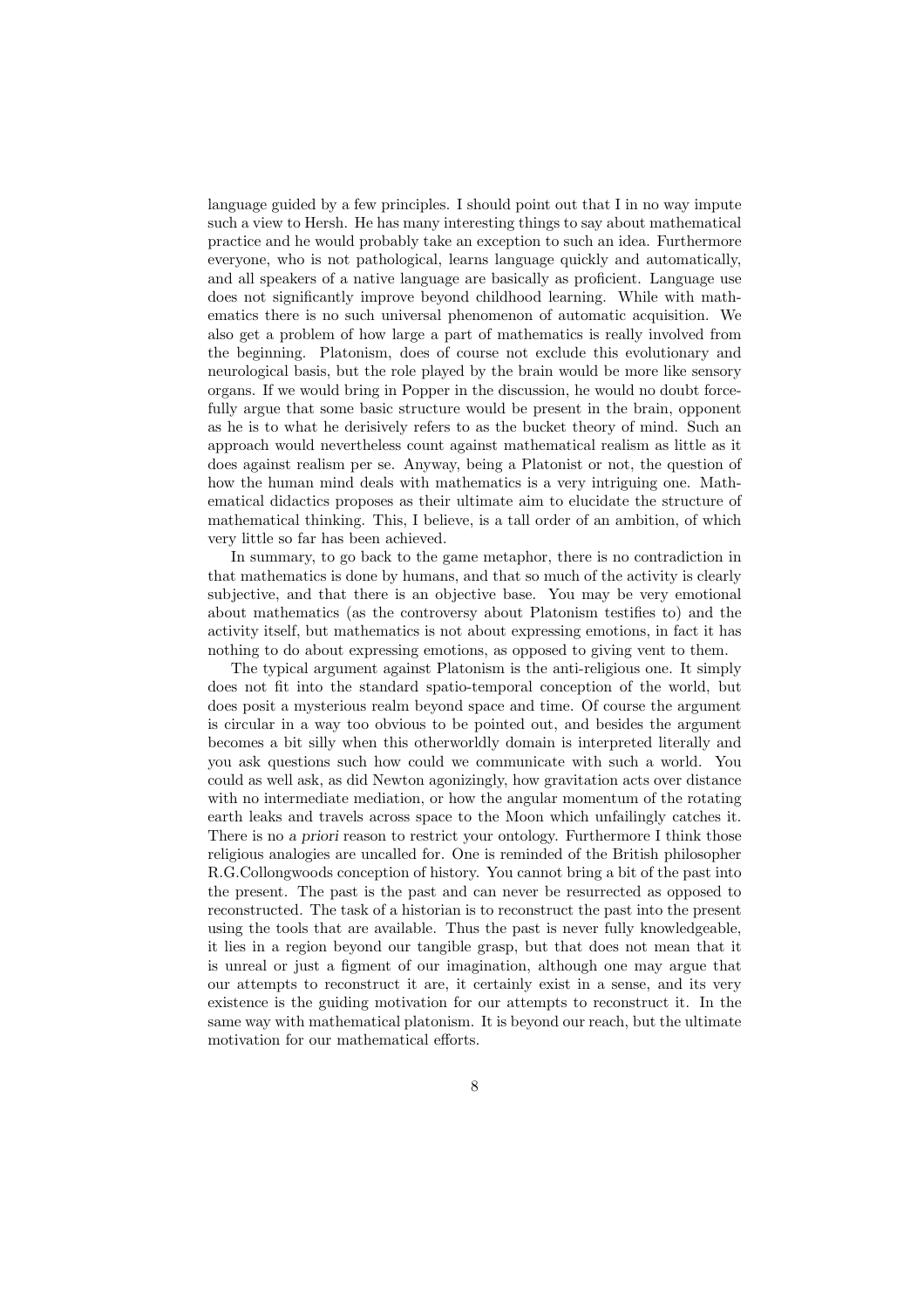language guided by a few principles. I should point out that I in no way impute such a view to Hersh. He has many interesting things to say about mathematical practice and he would probably take an exception to such an idea. Furthermore everyone, who is not pathological, learns language quickly and automatically, and all speakers of a native language are basically as proficient. Language use does not significantly improve beyond childhood learning. While with mathematics there is no such universal phenomenon of automatic acquisition. We also get a problem of how large a part of mathematics is really involved from the beginning. Platonism, does of course not exclude this evolutionary and neurological basis, but the role played by the brain would be more like sensory organs. If we would bring in Popper in the discussion, he would no doubt forcefully argue that some basic structure would be present in the brain, opponent as he is to what he derisively refers to as the bucket theory of mind. Such an approach would nevertheless count against mathematical realism as little as it does against realism per se. Anyway, being a Platonist or not, the question of how the human mind deals with mathematics is a very intriguing one. Mathematical didactics proposes as their ultimate aim to elucidate the structure of mathematical thinking. This, I believe, is a tall order of an ambition, of which very little so far has been achieved.

In summary, to go back to the game metaphor, there is no contradiction in that mathematics is done by humans, and that so much of the activity is clearly subjective, and that there is an objective base. You may be very emotional about mathematics (as the controversy about Platonism testifies to) and the activity itself, but mathematics is not about expressing emotions, in fact it has nothing to do about expressing emotions, as opposed to giving vent to them.

The typical argument against Platonism is the anti-religious one. It simply does not fit into the standard spatio-temporal conception of the world, but does posit a mysterious realm beyond space and time. Of course the argument is circular in a way too obvious to be pointed out, and besides the argument becomes a bit silly when this otherworldly domain is interpreted literally and you ask questions such how could we communicate with such a world. You could as well ask, as did Newton agonizingly, how gravitation acts over distance with no intermediate mediation, or how the angular momentum of the rotating earth leaks and travels across space to the Moon which unfailingly catches it. There is no *a priori* reason to restrict your ontology. Furthermore I think those religious analogies are uncalled for. One is reminded of the British philosopher R.G.Collongwoods conception of history. You cannot bring a bit of the past into the present. The past is the past and can never be resurrected as opposed to reconstructed. The task of a historian is to reconstruct the past into the present using the tools that are available. Thus the past is never fully knowledgeable, it lies in a region beyond our tangible grasp, but that does not mean that it is unreal or just a figment of our imagination, although one may argue that our attempts to reconstruct it are, it certainly exist in a sense, and its very existence is the guiding motivation for our attempts to reconstruct it. In the same way with mathematical platonism. It is beyond our reach, but the ultimate motivation for our mathematical efforts.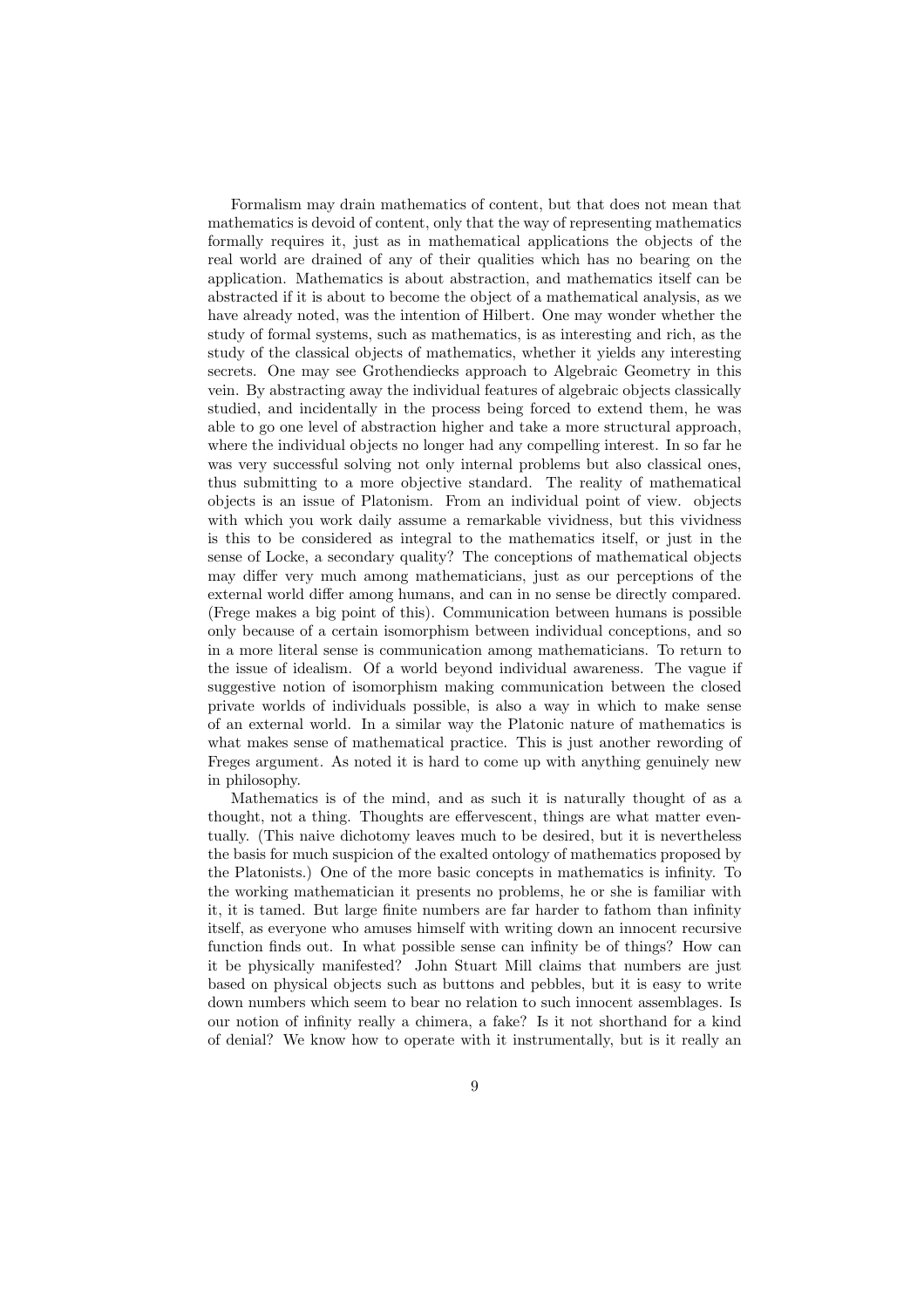Formalism may drain mathematics of content, but that does not mean that mathematics is devoid of content, only that the way of representing mathematics formally requires it, just as in mathematical applications the objects of the real world are drained of any of their qualities which has no bearing on the application. Mathematics is about abstraction, and mathematics itself can be abstracted if it is about to become the object of a mathematical analysis, as we have already noted, was the intention of Hilbert. One may wonder whether the study of formal systems, such as mathematics, is as interesting and rich, as the study of the classical objects of mathematics, whether it yields any interesting secrets. One may see Grothendiecks approach to Algebraic Geometry in this vein. By abstracting away the individual features of algebraic objects classically studied, and incidentally in the process being forced to extend them, he was able to go one level of abstraction higher and take a more structural approach, where the individual objects no longer had any compelling interest. In so far he was very successful solving not only internal problems but also classical ones, thus submitting to a more objective standard. The reality of mathematical objects is an issue of Platonism. From an individual point of view. objects with which you work daily assume a remarkable vividness, but this vividness is this to be considered as integral to the mathematics itself, or just in the sense of Locke, a secondary quality? The conceptions of mathematical objects may differ very much among mathematicians, just as our perceptions of the external world differ among humans, and can in no sense be directly compared. (Frege makes a big point of this). Communication between humans is possible only because of a certain isomorphism between individual conceptions, and so in a more literal sense is communication among mathematicians. To return to the issue of idealism. Of a world beyond individual awareness. The vague if suggestive notion of isomorphism making communication between the closed private worlds of individuals possible, is also a way in which to make sense of an external world. In a similar way the Platonic nature of mathematics is what makes sense of mathematical practice. This is just another rewording of Freges argument. As noted it is hard to come up with anything genuinely new in philosophy.

Mathematics is of the mind, and as such it is naturally thought of as a thought, not a thing. Thoughts are effervescent, things are what matter eventually. (This naive dichotomy leaves much to be desired, but it is nevertheless the basis for much suspicion of the exalted ontology of mathematics proposed by the Platonists.) One of the more basic concepts in mathematics is infinity. To the working mathematician it presents no problems, he or she is familiar with it, it is tamed. But large finite numbers are far harder to fathom than infinity itself, as everyone who amuses himself with writing down an innocent recursive function finds out. In what possible sense can infinity be of things? How can it be physically manifested? John Stuart Mill claims that numbers are just based on physical objects such as buttons and pebbles, but it is easy to write down numbers which seem to bear no relation to such innocent assemblages. Is our notion of infinity really a chimera, a fake? Is it not shorthand for a kind of denial? We know how to operate with it instrumentally, but is it really an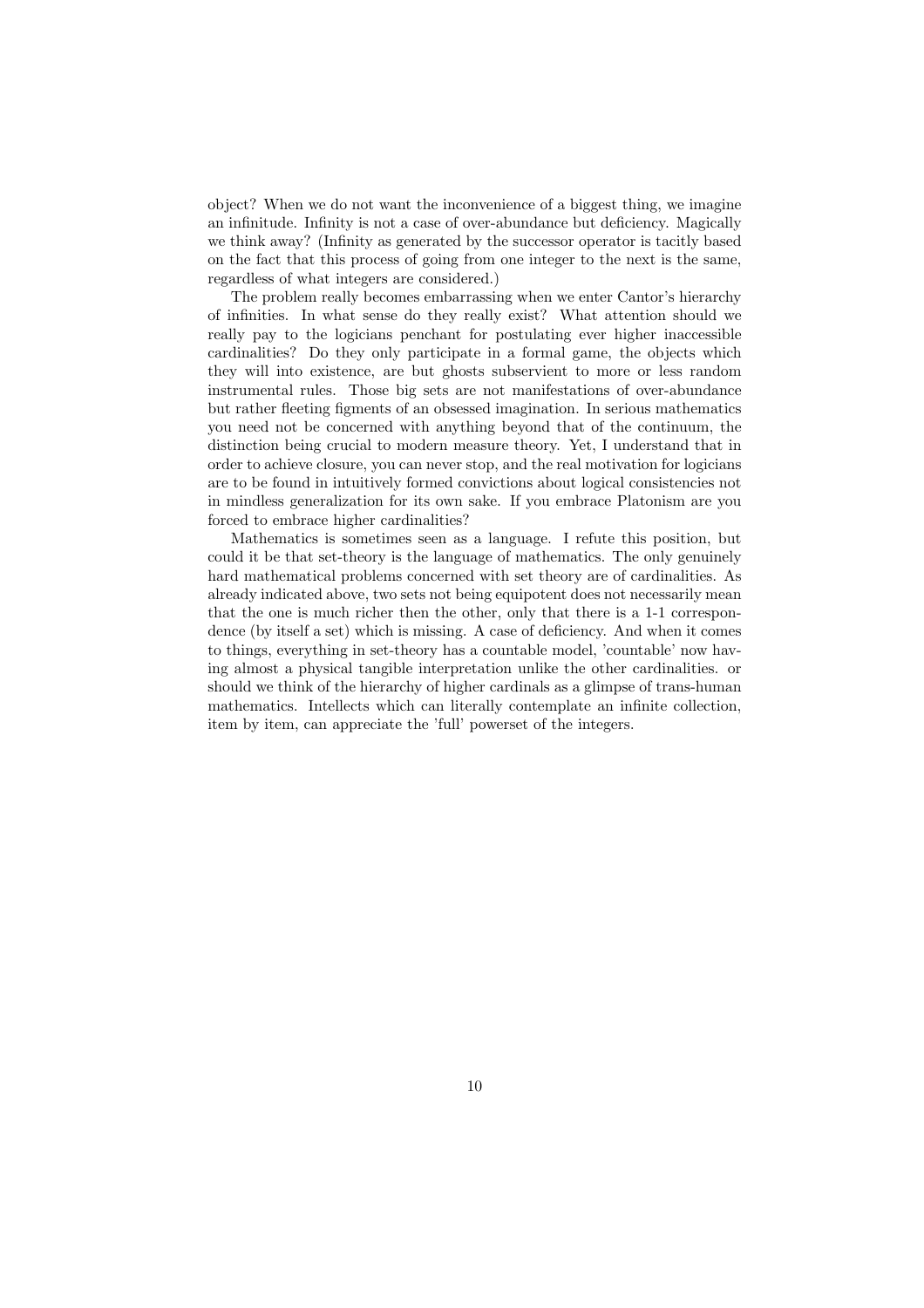object? When we do not want the inconvenience of a biggest thing, we imagine an infinitude. Infinity is not a case of over-abundance but deficiency. Magically we think away? (Infinity as generated by the successor operator is tacitly based on the fact that this process of going from one integer to the next is the same, regardless of what integers are considered.)

The problem really becomes embarrassing when we enter Cantor's hierarchy of infinities. In what sense do they really exist? What attention should we really pay to the logicians penchant for postulating ever higher inaccessible cardinalities? Do they only participate in a formal game, the objects which they will into existence, are but ghosts subservient to more or less random instrumental rules. Those big sets are not manifestations of over-abundance but rather fleeting figments of an obsessed imagination. In serious mathematics you need not be concerned with anything beyond that of the continuum, the distinction being crucial to modern measure theory. Yet, I understand that in order to achieve closure, you can never stop, and the real motivation for logicians are to be found in intuitively formed convictions about logical consistencies not in mindless generalization for its own sake. If you embrace Platonism are you forced to embrace higher cardinalities?

Mathematics is sometimes seen as a language. I refute this position, but could it be that set-theory is the language of mathematics. The only genuinely hard mathematical problems concerned with set theory are of cardinalities. As already indicated above, two sets not being equipotent does not necessarily mean that the one is much richer then the other, only that there is a 1-1 correspondence (by itself a set) which is missing. A case of deficiency. And when it comes to things, everything in set-theory has a countable model, 'countable' now having almost a physical tangible interpretation unlike the other cardinalities. or should we think of the hierarchy of higher cardinals as a glimpse of trans-human mathematics. Intellects which can literally contemplate an infinite collection, item by item, can appreciate the 'full' powerset of the integers.